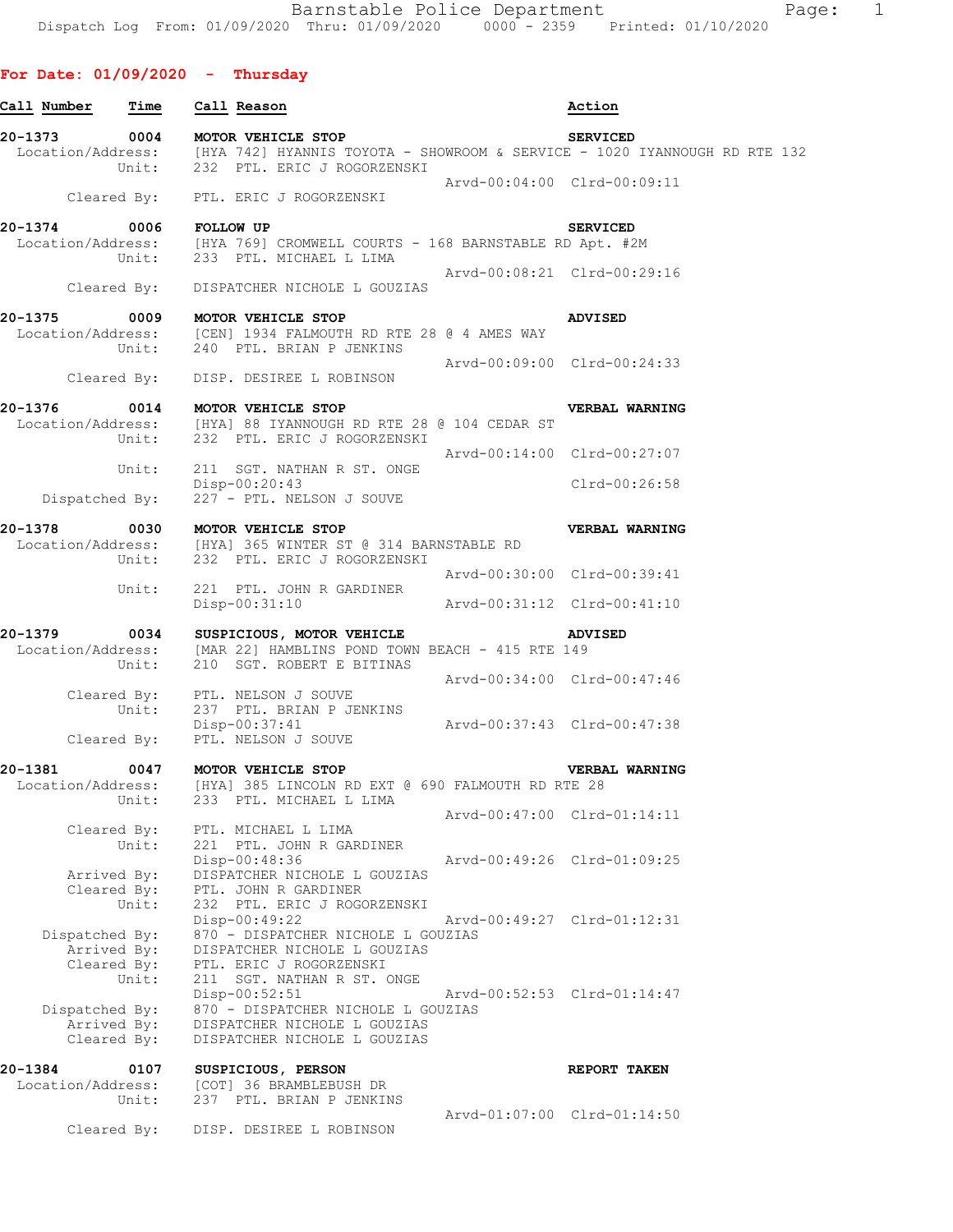Barnstable Police Department

Dispatch Log From: 01/09/2020 Thru: 01/09/2020 0000 - 2359 Printed: 01/10/2020

## For Date: 01/09/2020 - Thursday

| Call Number | Time | Call Reason | Action |
|---|---|---|---|

**20-1373 0004 MOTOR VEHICLE STOP — SERVICED**

```
Location/Address:  [HYA 742] HYANNIS TOYOTA - SHOWROOM & SERVICE - 1020 IYANNOUGH RD RTE 132
            Unit:  232  PTL. ERIC J ROGORZENSKI
                                                 Arvd-00:04:00  Clrd-00:09:11
      Cleared By:  PTL. ERIC J ROGORZENSKI
```

**20-1374 0006 FOLLOW UP — SERVICED**

```
Location/Address:  [HYA 769] CROMWELL COURTS - 168 BARNSTABLE RD Apt. #2M
            Unit:  233  PTL. MICHAEL L LIMA
                                                 Arvd-00:08:21  Clrd-00:29:16
      Cleared By:  DISPATCHER NICHOLE L GOUZIAS
```

**20-1375 0009 MOTOR VEHICLE STOP — ADVISED**

```
Location/Address:  [CEN] 1934 FALMOUTH RD RTE 28 @ 4 AMES WAY
            Unit:  240  PTL. BRIAN P JENKINS
                                                 Arvd-00:09:00  Clrd-00:24:33
      Cleared By:  DISP. DESIREE L ROBINSON
```

**20-1376 0014 MOTOR VEHICLE STOP — VERBAL WARNING**

```
Location/Address:  [HYA] 88 IYANNOUGH RD RTE 28 @ 104 CEDAR ST
            Unit:  232  PTL. ERIC J ROGORZENSKI
                                                 Arvd-00:14:00  Clrd-00:27:07
            Unit:  211  SGT. NATHAN R ST. ONGE
                   Disp-00:20:43                                Clrd-00:26:58
   Dispatched By:  227 - PTL. NELSON J SOUVE
```

**20-1378 0030 MOTOR VEHICLE STOP — VERBAL WARNING**

```
Location/Address:  [HYA] 365 WINTER ST @ 314 BARNSTABLE RD
            Unit:  232  PTL. ERIC J ROGORZENSKI
                                                 Arvd-00:30:00  Clrd-00:39:41
            Unit:  221  PTL. JOHN R GARDINER
                   Disp-00:31:10                 Arvd-00:31:12  Clrd-00:41:10
```

**20-1379 0034 SUSPICIOUS, MOTOR VEHICLE — ADVISED**

```
Location/Address:  [MAR 22] HAMBLINS POND TOWN BEACH - 415 RTE 149
            Unit:  210  SGT. ROBERT E BITINAS
                                                 Arvd-00:34:00  Clrd-00:47:46
      Cleared By:  PTL. NELSON J SOUVE
            Unit:  237  PTL. BRIAN P JENKINS
                   Disp-00:37:41                 Arvd-00:37:43  Clrd-00:47:38
      Cleared By:  PTL. NELSON J SOUVE
```

**20-1381 0047 MOTOR VEHICLE STOP — VERBAL WARNING**

```
Location/Address:  [HYA] 385 LINCOLN RD EXT @ 690 FALMOUTH RD RTE 28
            Unit:  233  PTL. MICHAEL L LIMA
                                                 Arvd-00:47:00  Clrd-01:14:11
      Cleared By:  PTL. MICHAEL L LIMA
            Unit:  221  PTL. JOHN R GARDINER
                   Disp-00:48:36                 Arvd-00:49:26  Clrd-01:09:25
      Arrived By:  DISPATCHER NICHOLE L GOUZIAS
      Cleared By:  PTL. JOHN R GARDINER
            Unit:  232  PTL. ERIC J ROGORZENSKI
                   Disp-00:49:22                 Arvd-00:49:27  Clrd-01:12:31
   Dispatched By:  870 - DISPATCHER NICHOLE L GOUZIAS
      Arrived By:  DISPATCHER NICHOLE L GOUZIAS
      Cleared By:  PTL. ERIC J ROGORZENSKI
            Unit:  211  SGT. NATHAN R ST. ONGE
                   Disp-00:52:51                 Arvd-00:52:53  Clrd-01:14:47
   Dispatched By:  870 - DISPATCHER NICHOLE L GOUZIAS
      Arrived By:  DISPATCHER NICHOLE L GOUZIAS
      Cleared By:  DISPATCHER NICHOLE L GOUZIAS
```

**20-1384 0107 SUSPICIOUS, PERSON — REPORT TAKEN**

```
Location/Address:  [COT] 36 BRAMBLEBUSH DR
            Unit:  237  PTL. BRIAN P JENKINS
                                                 Arvd-01:07:00  Clrd-01:14:50
      Cleared By:  DISP. DESIREE L ROBINSON
```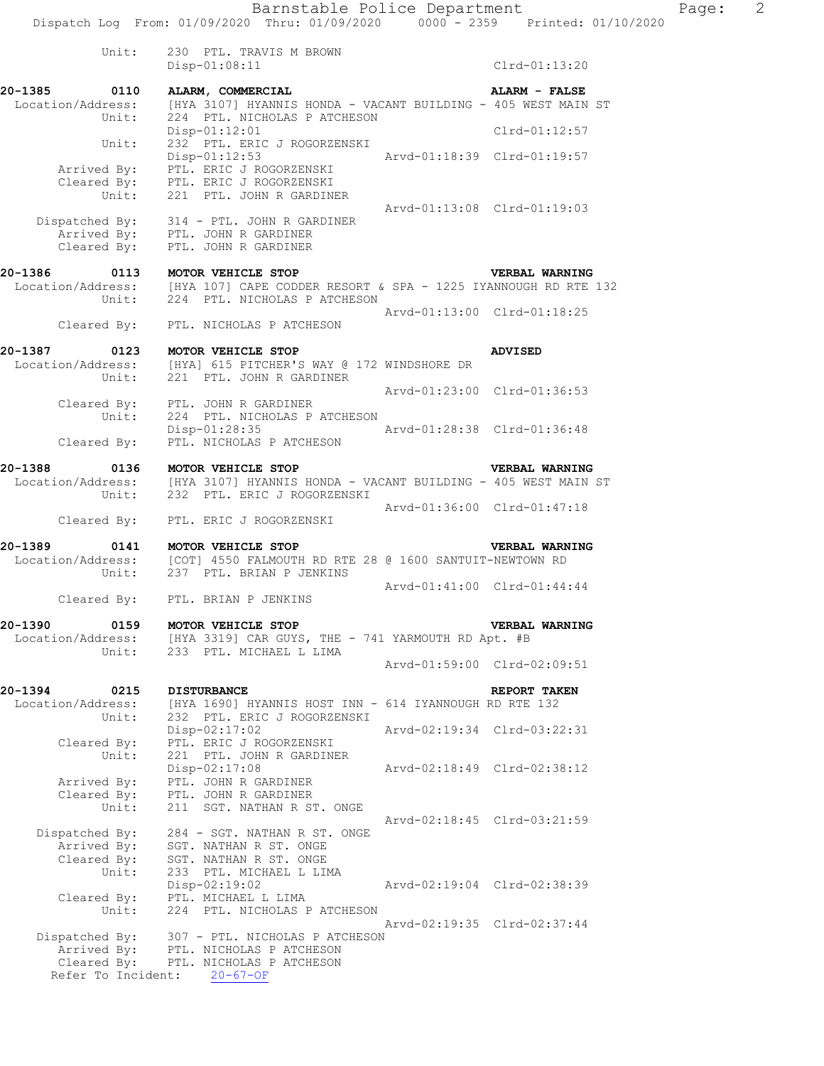```
            Unit:     230  PTL. TRAVIS M BROWN
                      Disp-01:08:11                                  Clrd-01:13:20

20-1385        0110   ALARM, COMMERCIAL                              ALARM - FALSE
  Location/Address:   [HYA 3107] HYANNIS HONDA - VACANT BUILDING - 405 WEST MAIN ST
             Unit:    224  PTL. NICHOLAS P ATCHESON
                      Disp-01:12:01                                  Clrd-01:12:57
             Unit:    232  PTL. ERIC J ROGORZENSKI
                      Disp-01:12:53                 Arvd-01:18:39    Clrd-01:19:57
        Arrived By:   PTL. ERIC J ROGORZENSKI
        Cleared By:   PTL. ERIC J ROGORZENSKI
             Unit:    221  PTL. JOHN R GARDINER
                                                    Arvd-01:13:08    Clrd-01:19:03
     Dispatched By:   314 - PTL. JOHN R GARDINER
        Arrived By:   PTL. JOHN R GARDINER
        Cleared By:   PTL. JOHN R GARDINER

20-1386        0113   MOTOR VEHICLE STOP                             VERBAL WARNING
  Location/Address:   [HYA 107] CAPE CODDER RESORT & SPA - 1225 IYANNOUGH RD RTE 132
             Unit:    224  PTL. NICHOLAS P ATCHESON
                                                    Arvd-01:13:00    Clrd-01:18:25
        Cleared By:   PTL. NICHOLAS P ATCHESON

20-1387        0123   MOTOR VEHICLE STOP                             ADVISED
  Location/Address:   [HYA] 615 PITCHER'S WAY @ 172 WINDSHORE DR
             Unit:    221  PTL. JOHN R GARDINER
                                                    Arvd-01:23:00    Clrd-01:36:53
        Cleared By:   PTL. JOHN R GARDINER
             Unit:    224  PTL. NICHOLAS P ATCHESON
                      Disp-01:28:35                 Arvd-01:28:38    Clrd-01:36:48
        Cleared By:   PTL. NICHOLAS P ATCHESON

20-1388        0136   MOTOR VEHICLE STOP                             VERBAL WARNING
  Location/Address:   [HYA 3107] HYANNIS HONDA - VACANT BUILDING - 405 WEST MAIN ST
             Unit:    232  PTL. ERIC J ROGORZENSKI
                                                    Arvd-01:36:00    Clrd-01:47:18
        Cleared By:   PTL. ERIC J ROGORZENSKI

20-1389        0141   MOTOR VEHICLE STOP                             VERBAL WARNING
  Location/Address:   [COT] 4550 FALMOUTH RD RTE 28 @ 1600 SANTUIT-NEWTOWN RD
             Unit:    237  PTL. BRIAN P JENKINS
                                                    Arvd-01:41:00    Clrd-01:44:44
        Cleared By:   PTL. BRIAN P JENKINS

20-1390        0159   MOTOR VEHICLE STOP                             VERBAL WARNING
  Location/Address:   [HYA 3319] CAR GUYS, THE - 741 YARMOUTH RD Apt. #B
             Unit:    233  PTL. MICHAEL L LIMA
                                                    Arvd-01:59:00    Clrd-02:09:51

20-1394        0215   DISTURBANCE                                    REPORT TAKEN
  Location/Address:   [HYA 1690] HYANNIS HOST INN - 614 IYANNOUGH RD RTE 132
             Unit:    232  PTL. ERIC J ROGORZENSKI
                      Disp-02:17:02                 Arvd-02:19:34    Clrd-03:22:31
        Cleared By:   PTL. ERIC J ROGORZENSKI
             Unit:    221  PTL. JOHN R GARDINER
                      Disp-02:17:08                 Arvd-02:18:49    Clrd-02:38:12
        Arrived By:   PTL. JOHN R GARDINER
        Cleared By:   PTL. JOHN R GARDINER
             Unit:    211  SGT. NATHAN R ST. ONGE
                                                    Arvd-02:18:45    Clrd-03:21:59
     Dispatched By:   284 - SGT. NATHAN R ST. ONGE
        Arrived By:   SGT. NATHAN R ST. ONGE
        Cleared By:   SGT. NATHAN R ST. ONGE
             Unit:    233  PTL. MICHAEL L LIMA
                      Disp-02:19:02                 Arvd-02:19:04    Clrd-02:38:39
        Cleared By:   PTL. MICHAEL L LIMA
             Unit:    224  PTL. NICHOLAS P ATCHESON
                                                    Arvd-02:19:35    Clrd-02:37:44
     Dispatched By:   307 - PTL. NICHOLAS P ATCHESON
        Arrived By:   PTL. NICHOLAS P ATCHESON
        Cleared By:   PTL. NICHOLAS P ATCHESON
    Refer To Incident:    20-67-OF
```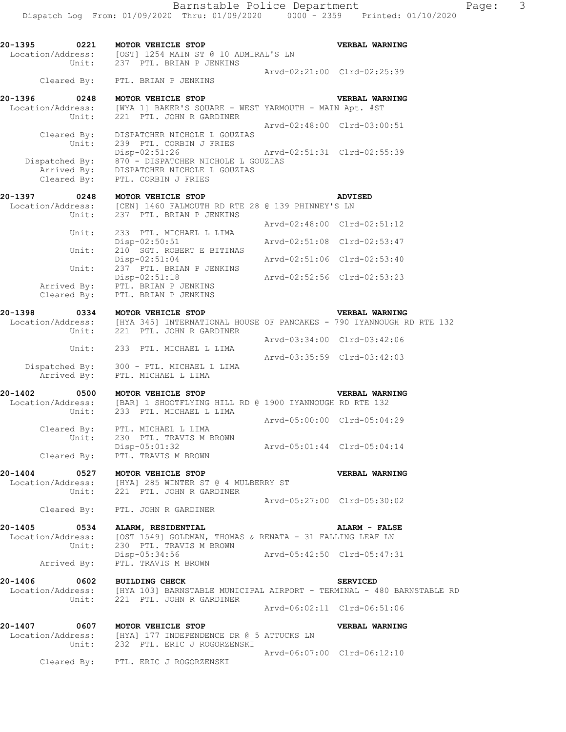**20-1395 0221 MOTOR VEHICLE STOP VERBAL WARNING**
Location/Address: [OST] 1254 MAIN ST @ 10 ADMIRAL'S LN
Unit: 237 PTL. BRIAN P JENKINS
Arvd-02:21:00 Clrd-02:25:39
Cleared By: PTL. BRIAN P JENKINS

**20-1396 0248 MOTOR VEHICLE STOP VERBAL WARNING**
Location/Address: [WYA 1] BAKER'S SQUARE - WEST YARMOUTH - MAIN Apt. #ST
Unit: 221 PTL. JOHN R GARDINER
Arvd-02:48:00 Clrd-03:00:51
Cleared By: DISPATCHER NICHOLE L GOUZIAS
Unit: 239 PTL. CORBIN J FRIES
Disp-02:51:26 Arvd-02:51:31 Clrd-02:55:39
Dispatched By: 870 - DISPATCHER NICHOLE L GOUZIAS
Arrived By: DISPATCHER NICHOLE L GOUZIAS
Cleared By: PTL. CORBIN J FRIES

**20-1397 0248 MOTOR VEHICLE STOP ADVISED**
Location/Address: [CEN] 1460 FALMOUTH RD RTE 28 @ 139 PHINNEY'S LN
Unit: 237 PTL. BRIAN P JENKINS
Arvd-02:48:00 Clrd-02:51:12
Unit: 233 PTL. MICHAEL L LIMA
Disp-02:50:51 Arvd-02:51:08 Clrd-02:53:47
Unit: 210 SGT. ROBERT E BITINAS
Disp-02:51:04 Arvd-02:51:06 Clrd-02:53:40
Unit: 237 PTL. BRIAN P JENKINS
Disp-02:51:18 Arvd-02:52:56 Clrd-02:53:23
Arrived By: PTL. BRIAN P JENKINS
Cleared By: PTL. BRIAN P JENKINS

**20-1398 0334 MOTOR VEHICLE STOP VERBAL WARNING**
Location/Address: [HYA 345] INTERNATIONAL HOUSE OF PANCAKES - 790 IYANNOUGH RD RTE 132
Unit: 221 PTL. JOHN R GARDINER
Arvd-03:34:00 Clrd-03:42:06
Unit: 233 PTL. MICHAEL L LIMA
Arvd-03:35:59 Clrd-03:42:03
Dispatched By: 300 - PTL. MICHAEL L LIMA
Arrived By: PTL. MICHAEL L LIMA

**20-1402 0500 MOTOR VEHICLE STOP VERBAL WARNING**
Location/Address: [BAR] 1 SHOOTFLYING HILL RD @ 1900 IYANNOUGH RD RTE 132
Unit: 233 PTL. MICHAEL L LIMA
Arvd-05:00:00 Clrd-05:04:29
Cleared By: PTL. MICHAEL L LIMA
Unit: 230 PTL. TRAVIS M BROWN
Disp-05:01:32 Arvd-05:01:44 Clrd-05:04:14
Cleared By: PTL. TRAVIS M BROWN

**20-1404 0527 MOTOR VEHICLE STOP VERBAL WARNING**
Location/Address: [HYA] 285 WINTER ST @ 4 MULBERRY ST
Unit: 221 PTL. JOHN R GARDINER
Arvd-05:27:00 Clrd-05:30:02
Cleared By: PTL. JOHN R GARDINER

**20-1405 0534 ALARM, RESIDENTIAL ALARM - FALSE**
Location/Address: [OST 1549] GOLDMAN, THOMAS & RENATA - 31 FALLING LEAF LN
Unit: 230 PTL. TRAVIS M BROWN
Disp-05:34:56 Arvd-05:42:50 Clrd-05:47:31
Arrived By: PTL. TRAVIS M BROWN

**20-1406 0602 BUILDING CHECK SERVICED**
Location/Address: [HYA 103] BARNSTABLE MUNICIPAL AIRPORT - TERMINAL - 480 BARNSTABLE RD
Unit: 221 PTL. JOHN R GARDINER
Arvd-06:02:11 Clrd-06:51:06

**20-1407 0607 MOTOR VEHICLE STOP VERBAL WARNING**
Location/Address: [HYA] 177 INDEPENDENCE DR @ 5 ATTUCKS LN
Unit: 232 PTL. ERIC J ROGORZENSKI
Arvd-06:07:00 Clrd-06:12:10
Cleared By: PTL. ERIC J ROGORZENSKI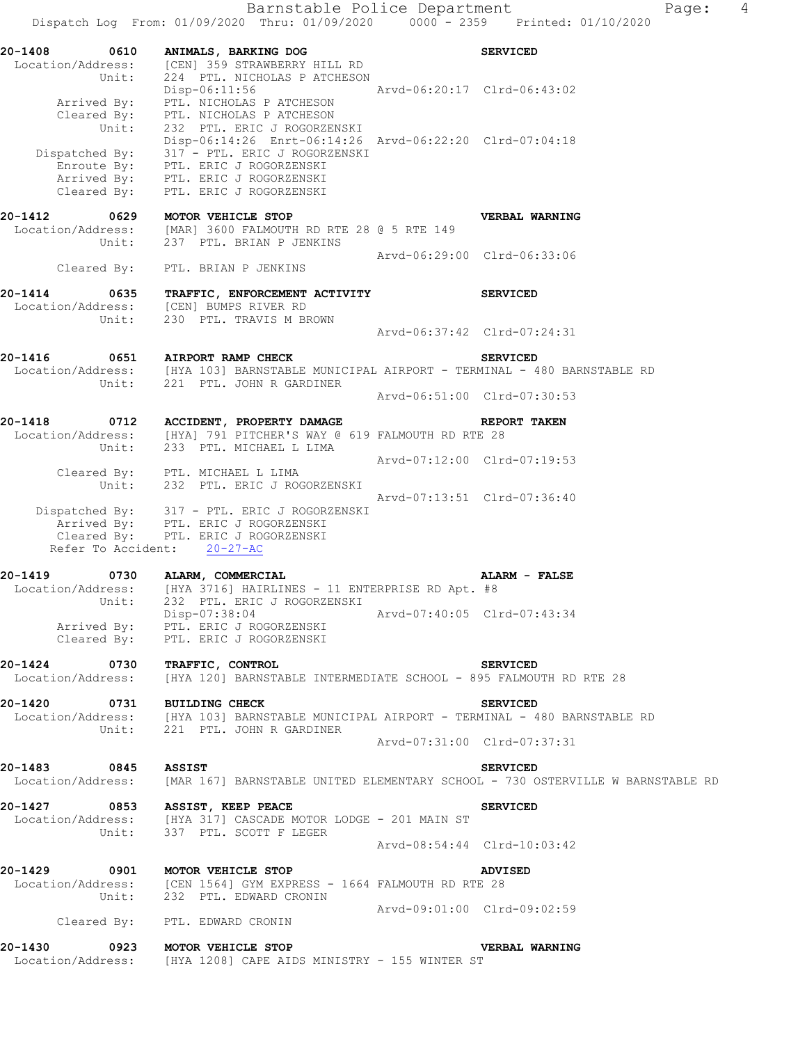```
20-1408        0610    ANIMALS, BARKING DOG                           SERVICED
 Location/Address:     [CEN] 359 STRAWBERRY HILL RD
            Unit:      224  PTL. NICHOLAS P ATCHESON
                       Disp-06:11:56               Arvd-06:20:17  Clrd-06:43:02
      Arrived By:      PTL. NICHOLAS P ATCHESON
      Cleared By:      PTL. NICHOLAS P ATCHESON
            Unit:      232  PTL. ERIC J ROGORZENSKI
                       Disp-06:14:26  Enrt-06:14:26  Arvd-06:22:20  Clrd-07:04:18
   Dispatched By:      317 - PTL. ERIC J ROGORZENSKI
      Enroute By:      PTL. ERIC J ROGORZENSKI
      Arrived By:      PTL. ERIC J ROGORZENSKI
      Cleared By:      PTL. ERIC J ROGORZENSKI

20-1412        0629    MOTOR VEHICLE STOP                             VERBAL WARNING
 Location/Address:     [MAR] 3600 FALMOUTH RD RTE 28 @ 5 RTE 149
            Unit:      237  PTL. BRIAN P JENKINS
                                                   Arvd-06:29:00  Clrd-06:33:06
      Cleared By:      PTL. BRIAN P JENKINS

20-1414        0635    TRAFFIC, ENFORCEMENT ACTIVITY                  SERVICED
 Location/Address:     [CEN] BUMPS RIVER RD
            Unit:      230  PTL. TRAVIS M BROWN
                                                   Arvd-06:37:42  Clrd-07:24:31

20-1416        0651    AIRPORT RAMP CHECK                             SERVICED
 Location/Address:     [HYA 103] BARNSTABLE MUNICIPAL AIRPORT - TERMINAL - 480 BARNSTABLE RD
            Unit:      221  PTL. JOHN R GARDINER
                                                   Arvd-06:51:00  Clrd-07:30:53

20-1418        0712    ACCIDENT, PROPERTY DAMAGE                      REPORT TAKEN
 Location/Address:     [HYA] 791 PITCHER'S WAY @ 619 FALMOUTH RD RTE 28
            Unit:      233  PTL. MICHAEL L LIMA
                                                   Arvd-07:12:00  Clrd-07:19:53
      Cleared By:      PTL. MICHAEL L LIMA
            Unit:      232  PTL. ERIC J ROGORZENSKI
                                                   Arvd-07:13:51  Clrd-07:36:40
   Dispatched By:      317 - PTL. ERIC J ROGORZENSKI
      Arrived By:      PTL. ERIC J ROGORZENSKI
      Cleared By:      PTL. ERIC J ROGORZENSKI
   Refer To Accident:    20-27-AC

20-1419        0730    ALARM, COMMERCIAL                              ALARM - FALSE
 Location/Address:     [HYA 3716] HAIRLINES - 11 ENTERPRISE RD Apt. #8
            Unit:      232  PTL. ERIC J ROGORZENSKI
                       Disp-07:38:04               Arvd-07:40:05  Clrd-07:43:34
      Arrived By:      PTL. ERIC J ROGORZENSKI
      Cleared By:      PTL. ERIC J ROGORZENSKI

20-1424        0730    TRAFFIC, CONTROL                               SERVICED
 Location/Address:     [HYA 120] BARNSTABLE INTERMEDIATE SCHOOL - 895 FALMOUTH RD RTE 28

20-1420        0731    BUILDING CHECK                                 SERVICED
 Location/Address:     [HYA 103] BARNSTABLE MUNICIPAL AIRPORT - TERMINAL - 480 BARNSTABLE RD
            Unit:      221  PTL. JOHN R GARDINER
                                                   Arvd-07:31:00  Clrd-07:37:31

20-1483        0845    ASSIST                                         SERVICED
 Location/Address:     [MAR 167] BARNSTABLE UNITED ELEMENTARY SCHOOL - 730 OSTERVILLE W BARNSTABLE RD

20-1427        0853    ASSIST, KEEP PEACE                             SERVICED
 Location/Address:     [HYA 317] CASCADE MOTOR LODGE - 201 MAIN ST
            Unit:      337  PTL. SCOTT F LEGER
                                                   Arvd-08:54:44  Clrd-10:03:42

20-1429        0901    MOTOR VEHICLE STOP                             ADVISED
 Location/Address:     [CEN 1564] GYM EXPRESS - 1664 FALMOUTH RD RTE 28
            Unit:      232  PTL. EDWARD CRONIN
                                                   Arvd-09:01:00  Clrd-09:02:59
      Cleared By:      PTL. EDWARD CRONIN

20-1430        0923    MOTOR VEHICLE STOP                             VERBAL WARNING
 Location/Address:     [HYA 1208] CAPE AIDS MINISTRY - 155 WINTER ST
```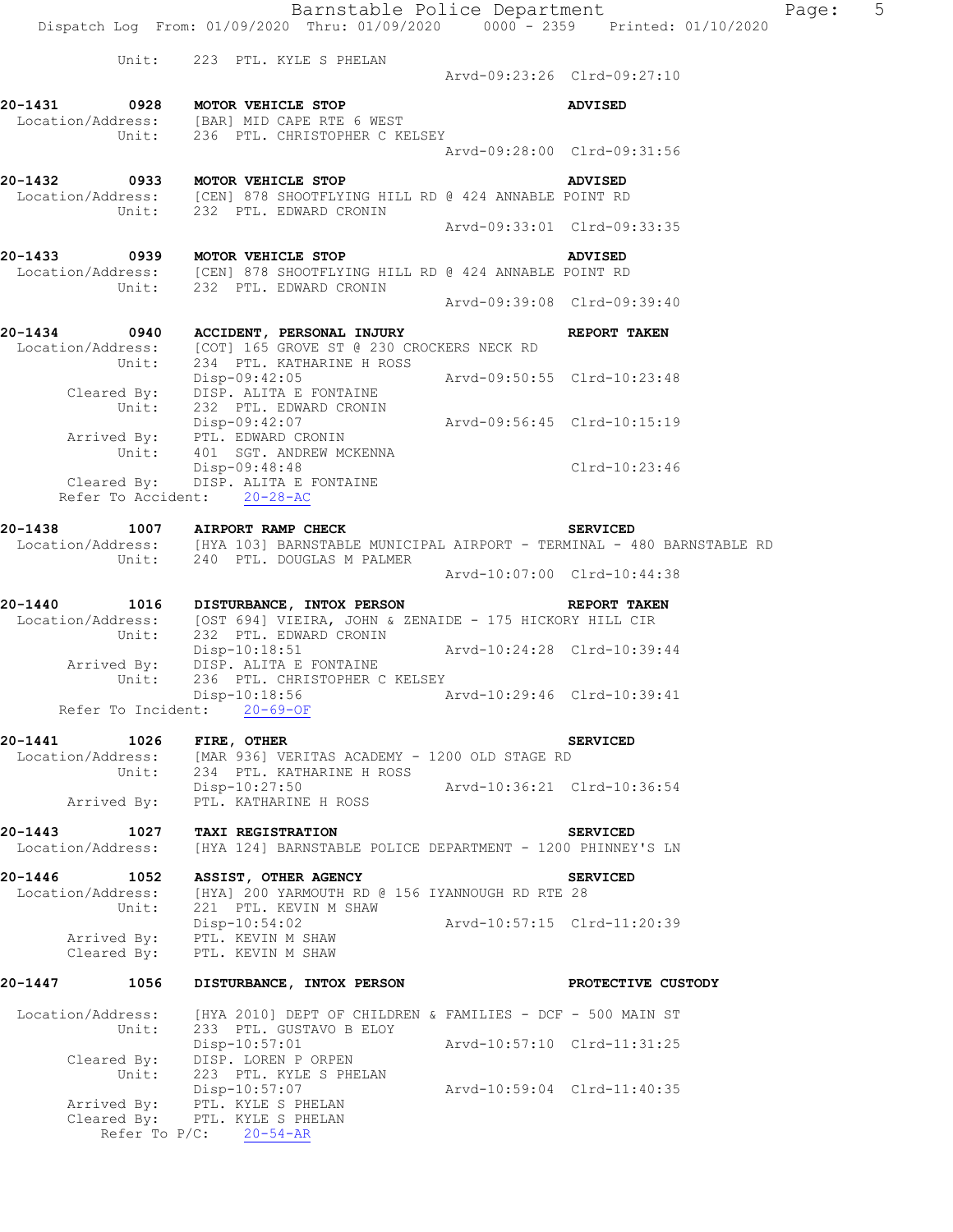Unit: 223 PTL. KYLE S PHELAN
Arvd-09:23:26 Clrd-09:27:10

**20-1431 0928 MOTOR VEHICLE STOP ADVISED**
Location/Address: [BAR] MID CAPE RTE 6 WEST
Unit: 236 PTL. CHRISTOPHER C KELSEY
Arvd-09:28:00 Clrd-09:31:56

**20-1432 0933 MOTOR VEHICLE STOP ADVISED**
Location/Address: [CEN] 878 SHOOTFLYING HILL RD @ 424 ANNABLE POINT RD
Unit: 232 PTL. EDWARD CRONIN
Arvd-09:33:01 Clrd-09:33:35

**20-1433 0939 MOTOR VEHICLE STOP ADVISED**
Location/Address: [CEN] 878 SHOOTFLYING HILL RD @ 424 ANNABLE POINT RD
Unit: 232 PTL. EDWARD CRONIN
Arvd-09:39:08 Clrd-09:39:40

**20-1434 0940 ACCIDENT, PERSONAL INJURY REPORT TAKEN**
Location/Address: [COT] 165 GROVE ST @ 230 CROCKERS NECK RD
Unit: 234 PTL. KATHARINE H ROSS
Disp-09:42:05 Arvd-09:50:55 Clrd-10:23:48
Cleared By: DISP. ALITA E FONTAINE
Unit: 232 PTL. EDWARD CRONIN
Disp-09:42:07 Arvd-09:56:45 Clrd-10:15:19
Arrived By: PTL. EDWARD CRONIN
Unit: 401 SGT. ANDREW MCKENNA
Disp-09:48:48 Clrd-10:23:46
Cleared By: DISP. ALITA E FONTAINE
Refer To Accident: 20-28-AC

**20-1438 1007 AIRPORT RAMP CHECK SERVICED**
Location/Address: [HYA 103] BARNSTABLE MUNICIPAL AIRPORT - TERMINAL - 480 BARNSTABLE RD
Unit: 240 PTL. DOUGLAS M PALMER
Arvd-10:07:00 Clrd-10:44:38

**20-1440 1016 DISTURBANCE, INTOX PERSON REPORT TAKEN**
Location/Address: [OST 694] VIEIRA, JOHN & ZENAIDE - 175 HICKORY HILL CIR
Unit: 232 PTL. EDWARD CRONIN
Disp-10:18:51 Arvd-10:24:28 Clrd-10:39:44
Arrived By: DISP. ALITA E FONTAINE
Unit: 236 PTL. CHRISTOPHER C KELSEY
Disp-10:18:56 Arvd-10:29:46 Clrd-10:39:41
Refer To Incident: 20-69-OF

**20-1441 1026 FIRE, OTHER SERVICED**
Location/Address: [MAR 936] VERITAS ACADEMY - 1200 OLD STAGE RD
Unit: 234 PTL. KATHARINE H ROSS
Disp-10:27:50 Arvd-10:36:21 Clrd-10:36:54
Arrived By: PTL. KATHARINE H ROSS

**20-1443 1027 TAXI REGISTRATION SERVICED**
Location/Address: [HYA 124] BARNSTABLE POLICE DEPARTMENT - 1200 PHINNEY'S LN

**20-1446 1052 ASSIST, OTHER AGENCY SERVICED**
Location/Address: [HYA] 200 YARMOUTH RD @ 156 IYANNOUGH RD RTE 28
Unit: 221 PTL. KEVIN M SHAW
Disp-10:54:02 Arvd-10:57:15 Clrd-11:20:39
Arrived By: PTL. KEVIN M SHAW
Cleared By: PTL. KEVIN M SHAW

**20-1447 1056 DISTURBANCE, INTOX PERSON PROTECTIVE CUSTODY**
Location/Address: [HYA 2010] DEPT OF CHILDREN & FAMILIES - DCF - 500 MAIN ST
Unit: 233 PTL. GUSTAVO B ELOY
Disp-10:57:01 Arvd-10:57:10 Clrd-11:31:25
Cleared By: DISP. LOREN P ORPEN
Unit: 223 PTL. KYLE S PHELAN
Disp-10:57:07 Arvd-10:59:04 Clrd-11:40:35
Arrived By: PTL. KYLE S PHELAN
Cleared By: PTL. KYLE S PHELAN
Refer To P/C: 20-54-AR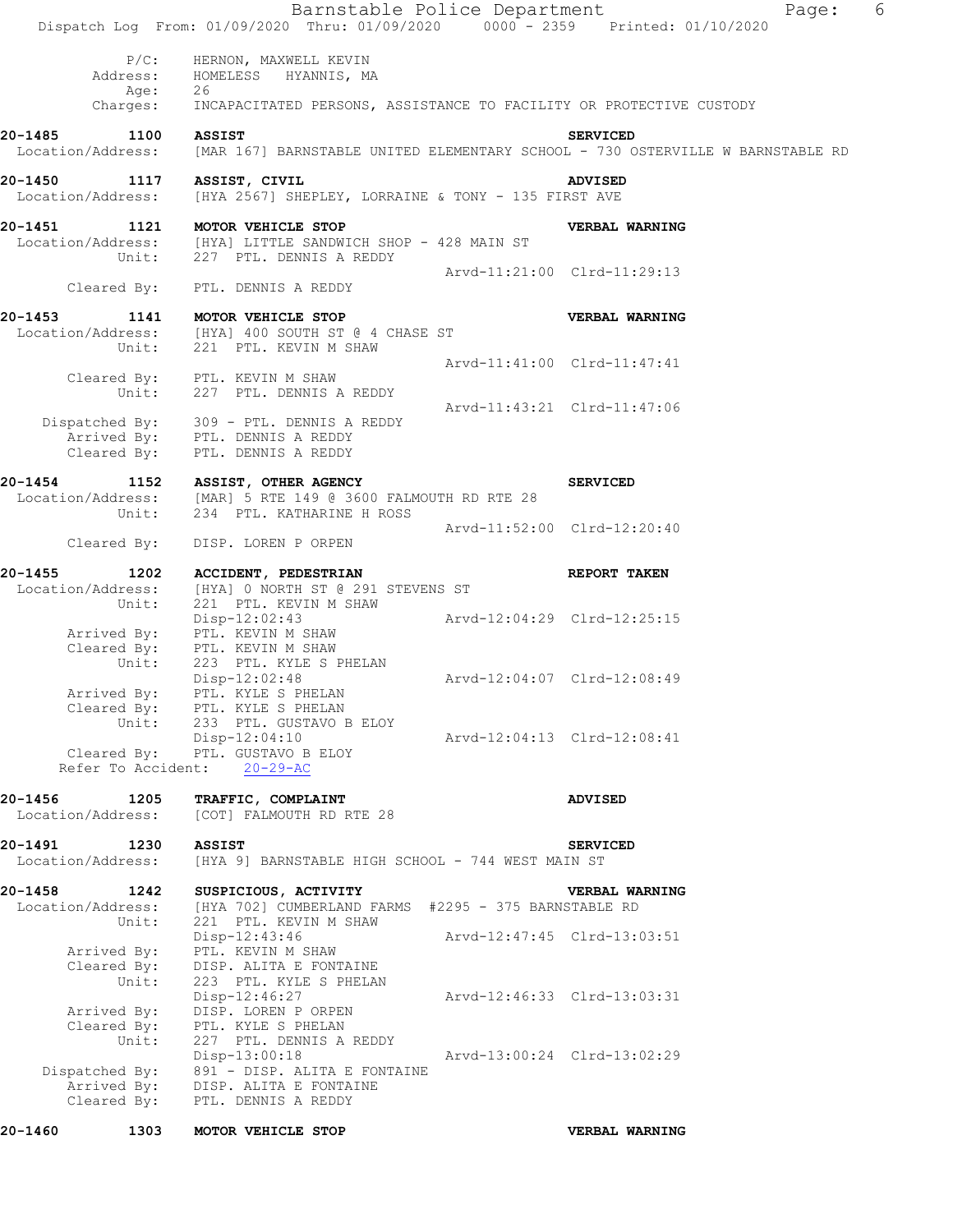P/C: HERNON, MAXWELL KEVIN
Address: HOMELESS HYANNIS, MA
Age: 26
Charges: INCAPACITATED PERSONS, ASSISTANCE TO FACILITY OR PROTECTIVE CUSTODY

**20-1485 1100 ASSIST** **SERVICED**
Location/Address: [MAR 167] BARNSTABLE UNITED ELEMENTARY SCHOOL - 730 OSTERVILLE W BARNSTABLE RD

**20-1450 1117 ASSIST, CIVIL** **ADVISED**
Location/Address: [HYA 2567] SHEPLEY, LORRAINE & TONY - 135 FIRST AVE

**20-1451 1121 MOTOR VEHICLE STOP** **VERBAL WARNING**
Location/Address: [HYA] LITTLE SANDWICH SHOP - 428 MAIN ST
Unit: 227 PTL. DENNIS A REDDY
Arvd-11:21:00 Clrd-11:29:13
Cleared By: PTL. DENNIS A REDDY

**20-1453 1141 MOTOR VEHICLE STOP** **VERBAL WARNING**
Location/Address: [HYA] 400 SOUTH ST @ 4 CHASE ST
Unit: 221 PTL. KEVIN M SHAW
Arvd-11:41:00 Clrd-11:47:41
Cleared By: PTL. KEVIN M SHAW
Unit: 227 PTL. DENNIS A REDDY
Arvd-11:43:21 Clrd-11:47:06
Dispatched By: 309 - PTL. DENNIS A REDDY
Arrived By: PTL. DENNIS A REDDY
Cleared By: PTL. DENNIS A REDDY

**20-1454 1152 ASSIST, OTHER AGENCY** **SERVICED**
Location/Address: [MAR] 5 RTE 149 @ 3600 FALMOUTH RD RTE 28
Unit: 234 PTL. KATHARINE H ROSS
Arvd-11:52:00 Clrd-12:20:40
Cleared By: DISP. LOREN P ORPEN

**20-1455 1202 ACCIDENT, PEDESTRIAN** **REPORT TAKEN**
Location/Address: [HYA] 0 NORTH ST @ 291 STEVENS ST
Unit: 221 PTL. KEVIN M SHAW
Disp-12:02:43 Arvd-12:04:29 Clrd-12:25:15
Arrived By: PTL. KEVIN M SHAW
Cleared By: PTL. KEVIN M SHAW
Unit: 223 PTL. KYLE S PHELAN
Disp-12:02:48 Arvd-12:04:07 Clrd-12:08:49
Arrived By: PTL. KYLE S PHELAN
Cleared By: PTL. KYLE S PHELAN
Unit: 233 PTL. GUSTAVO B ELOY
Disp-12:04:10 Arvd-12:04:13 Clrd-12:08:41
Cleared By: PTL. GUSTAVO B ELOY
Refer To Accident: 20-29-AC

**20-1456 1205 TRAFFIC, COMPLAINT** **ADVISED**
Location/Address: [COT] FALMOUTH RD RTE 28

**20-1491 1230 ASSIST** **SERVICED**
Location/Address: [HYA 9] BARNSTABLE HIGH SCHOOL - 744 WEST MAIN ST

**20-1458 1242 SUSPICIOUS, ACTIVITY** **VERBAL WARNING**
Location/Address: [HYA 702] CUMBERLAND FARMS #2295 - 375 BARNSTABLE RD
Unit: 221 PTL. KEVIN M SHAW
Disp-12:43:46 Arvd-12:47:45 Clrd-13:03:51
Arrived By: PTL. KEVIN M SHAW
Cleared By: DISP. ALITA E FONTAINE
Unit: 223 PTL. KYLE S PHELAN
Disp-12:46:27 Arvd-12:46:33 Clrd-13:03:31
Arrived By: DISP. LOREN P ORPEN
Cleared By: PTL. KYLE S PHELAN
Unit: 227 PTL. DENNIS A REDDY
Disp-13:00:18 Arvd-13:00:24 Clrd-13:02:29
Dispatched By: 891 - DISP. ALITA E FONTAINE
Arrived By: DISP. ALITA E FONTAINE
Cleared By: PTL. DENNIS A REDDY

**20-1460 1303 MOTOR VEHICLE STOP** **VERBAL WARNING**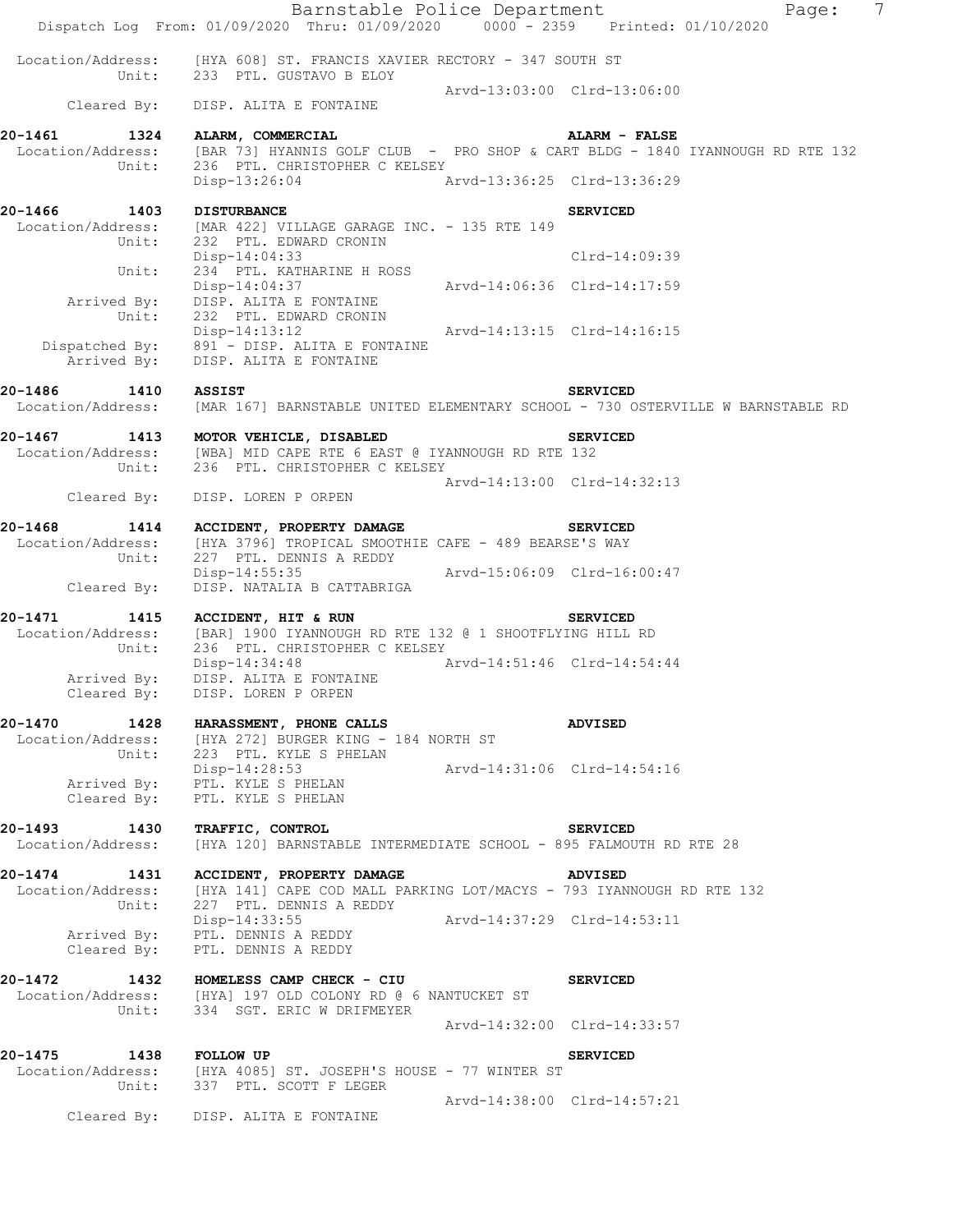```
Location/Address:    [HYA 608] ST. FRANCIS XAVIER RECTORY - 347 SOUTH ST
           Unit:     233  PTL. GUSTAVO B ELOY
                                                    Arvd-13:03:00  Clrd-13:06:00
     Cleared By:     DISP. ALITA E FONTAINE

20-1461        1324    ALARM, COMMERCIAL                              ALARM - FALSE
 Location/Address:    [BAR 73] HYANNIS GOLF CLUB  - PRO SHOP & CART BLDG - 1840 IYANNOUGH RD RTE 132
           Unit:     236  PTL. CHRISTOPHER C KELSEY
                     Disp-13:26:04              Arvd-13:36:25  Clrd-13:36:29

20-1466        1403    DISTURBANCE                                    SERVICED
 Location/Address:    [MAR 422] VILLAGE GARAGE INC. - 135 RTE 149
           Unit:     232  PTL. EDWARD CRONIN
                     Disp-14:04:33                             Clrd-14:09:39
           Unit:     234  PTL. KATHARINE H ROSS
                     Disp-14:04:37              Arvd-14:06:36  Clrd-14:17:59
     Arrived By:     DISP. ALITA E FONTAINE
           Unit:     232  PTL. EDWARD CRONIN
                     Disp-14:13:12              Arvd-14:13:15  Clrd-14:16:15
  Dispatched By:     891 - DISP. ALITA E FONTAINE
     Arrived By:     DISP. ALITA E FONTAINE

20-1486        1410    ASSIST                                         SERVICED
 Location/Address:    [MAR 167] BARNSTABLE UNITED ELEMENTARY SCHOOL - 730 OSTERVILLE W BARNSTABLE RD

20-1467        1413    MOTOR VEHICLE, DISABLED                        SERVICED
 Location/Address:    [WBA] MID CAPE RTE 6 EAST @ IYANNOUGH RD RTE 132
           Unit:     236  PTL. CHRISTOPHER C KELSEY
                                                Arvd-14:13:00  Clrd-14:32:13
     Cleared By:     DISP. LOREN P ORPEN

20-1468        1414    ACCIDENT, PROPERTY DAMAGE                      SERVICED
 Location/Address:    [HYA 3796] TROPICAL SMOOTHIE CAFE - 489 BEARSE'S WAY
           Unit:     227  PTL. DENNIS A REDDY
                     Disp-14:55:35              Arvd-15:06:09  Clrd-16:00:47
     Cleared By:     DISP. NATALIA B CATTABRIGA

20-1471        1415    ACCIDENT, HIT & RUN                            SERVICED
 Location/Address:    [BAR] 1900 IYANNOUGH RD RTE 132 @ 1 SHOOTFLYING HILL RD
           Unit:     236  PTL. CHRISTOPHER C KELSEY
                     Disp-14:34:48              Arvd-14:51:46  Clrd-14:54:44
     Arrived By:     DISP. ALITA E FONTAINE
     Cleared By:     DISP. LOREN P ORPEN

20-1470        1428    HARASSMENT, PHONE CALLS                        ADVISED
 Location/Address:    [HYA 272] BURGER KING - 184 NORTH ST
           Unit:     223  PTL. KYLE S PHELAN
                     Disp-14:28:53              Arvd-14:31:06  Clrd-14:54:16
     Arrived By:     PTL. KYLE S PHELAN
     Cleared By:     PTL. KYLE S PHELAN

20-1493        1430    TRAFFIC, CONTROL                               SERVICED
 Location/Address:    [HYA 120] BARNSTABLE INTERMEDIATE SCHOOL - 895 FALMOUTH RD RTE 28

20-1474        1431    ACCIDENT, PROPERTY DAMAGE                      ADVISED
 Location/Address:    [HYA 141] CAPE COD MALL PARKING LOT/MACYS - 793 IYANNOUGH RD RTE 132
           Unit:     227  PTL. DENNIS A REDDY
                     Disp-14:33:55              Arvd-14:37:29  Clrd-14:53:11
     Arrived By:     PTL. DENNIS A REDDY
     Cleared By:     PTL. DENNIS A REDDY

20-1472        1432    HOMELESS CAMP CHECK - CIU                      SERVICED
 Location/Address:    [HYA] 197 OLD COLONY RD @ 6 NANTUCKET ST
           Unit:     334  SGT. ERIC W DRIFMEYER
                                                Arvd-14:32:00  Clrd-14:33:57

20-1475        1438    FOLLOW UP                                      SERVICED
 Location/Address:    [HYA 4085] ST. JOSEPH'S HOUSE - 77 WINTER ST
           Unit:     337  PTL. SCOTT F LEGER
                                                Arvd-14:38:00  Clrd-14:57:21
     Cleared By:     DISP. ALITA E FONTAINE
```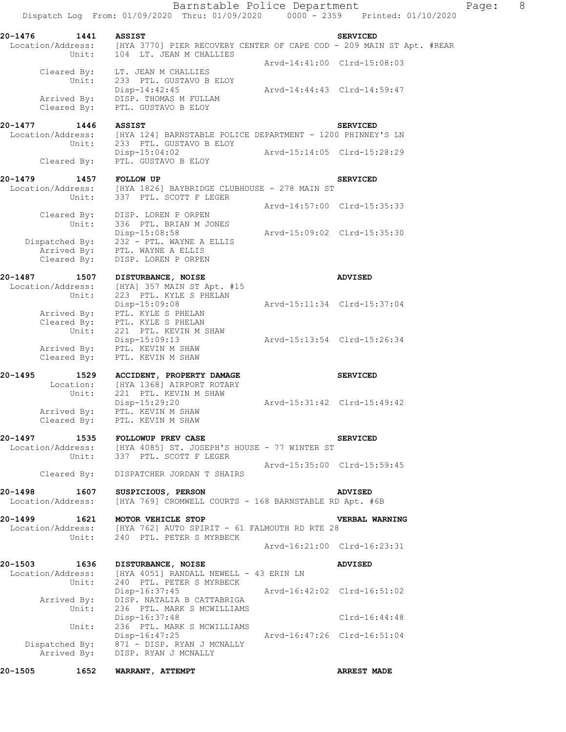**20-1476 1441 ASSIST SERVICED**
Location/Address: [HYA 3770] PIER RECOVERY CENTER OF CAPE COD - 209 MAIN ST Apt. #REAR
Unit: 104 LT. JEAN M CHALLIES
Arvd-14:41:00 Clrd-15:08:03
Cleared By: LT. JEAN M CHALLIES
Unit: 233 PTL. GUSTAVO B ELOY
Disp-14:42:45 Arvd-14:44:43 Clrd-14:59:47
Arrived By: DISP. THOMAS M FULLAM
Cleared By: PTL. GUSTAVO B ELOY

**20-1477 1446 ASSIST SERVICED**
Location/Address: [HYA 124] BARNSTABLE POLICE DEPARTMENT - 1200 PHINNEY'S LN
Unit: 233 PTL. GUSTAVO B ELOY
Disp-15:04:02 Arvd-15:14:05 Clrd-15:28:29
Cleared By: PTL. GUSTAVO B ELOY

**20-1479 1457 FOLLOW UP SERVICED**
Location/Address: [HYA 1826] BAYBRIDGE CLUBHOUSE - 278 MAIN ST
Unit: 337 PTL. SCOTT F LEGER
Arvd-14:57:00 Clrd-15:35:33
Cleared By: DISP. LOREN P ORPEN
Unit: 336 PTL. BRIAN M JONES
Disp-15:08:58 Arvd-15:09:02 Clrd-15:35:30
Dispatched By: 232 - PTL. WAYNE A ELLIS
Arrived By: PTL. WAYNE A ELLIS
Cleared By: DISP. LOREN P ORPEN

**20-1487 1507 DISTURBANCE, NOISE ADVISED**
Location/Address: [HYA] 357 MAIN ST Apt. #15
Unit: 223 PTL. KYLE S PHELAN
Disp-15:09:08 Arvd-15:11:34 Clrd-15:37:04
Arrived By: PTL. KYLE S PHELAN
Cleared By: PTL. KYLE S PHELAN
Unit: 221 PTL. KEVIN M SHAW
Disp-15:09:13 Arvd-15:13:54 Clrd-15:26:34
Arrived By: PTL. KEVIN M SHAW
Cleared By: PTL. KEVIN M SHAW

**20-1495 1529 ACCIDENT, PROPERTY DAMAGE SERVICED**
Location: [HYA 1368] AIRPORT ROTARY
Unit: 221 PTL. KEVIN M SHAW
Disp-15:29:20 Arvd-15:31:42 Clrd-15:49:42
Arrived By: PTL. KEVIN M SHAW
Cleared By: PTL. KEVIN M SHAW

**20-1497 1535 FOLLOWUP PREV CASE SERVICED**
Location/Address: [HYA 4085] ST. JOSEPH'S HOUSE - 77 WINTER ST
Unit: 337 PTL. SCOTT F LEGER
Arvd-15:35:00 Clrd-15:59:45
Cleared By: DISPATCHER JORDAN T SHAIRS

**20-1498 1607 SUSPICIOUS, PERSON ADVISED**
Location/Address: [HYA 769] CROMWELL COURTS - 168 BARNSTABLE RD Apt. #6B

**20-1499 1621 MOTOR VEHICLE STOP VERBAL WARNING**
Location/Address: [HYA 762] AUTO SPIRIT - 61 FALMOUTH RD RTE 28
Unit: 240 PTL. PETER S MYRBECK
Arvd-16:21:00 Clrd-16:23:31

**20-1503 1636 DISTURBANCE, NOISE ADVISED**
Location/Address: [HYA 4051] RANDALL NEWELL - 43 ERIN LN
Unit: 240 PTL. PETER S MYRBECK
Disp-16:37:45 Arvd-16:42:02 Clrd-16:51:02
Arrived By: DISP. NATALIA B CATTABRIGA
Unit: 236 PTL. MARK S MCWILLIAMS
Disp-16:37:48 Clrd-16:44:48
Unit: 236 PTL. MARK S MCWILLIAMS
Disp-16:47:25 Arvd-16:47:26 Clrd-16:51:04
Dispatched By: 871 - DISP. RYAN J MCNALLY
Arrived By: DISP. RYAN J MCNALLY

**20-1505 1652 WARRANT, ATTEMPT ARREST MADE**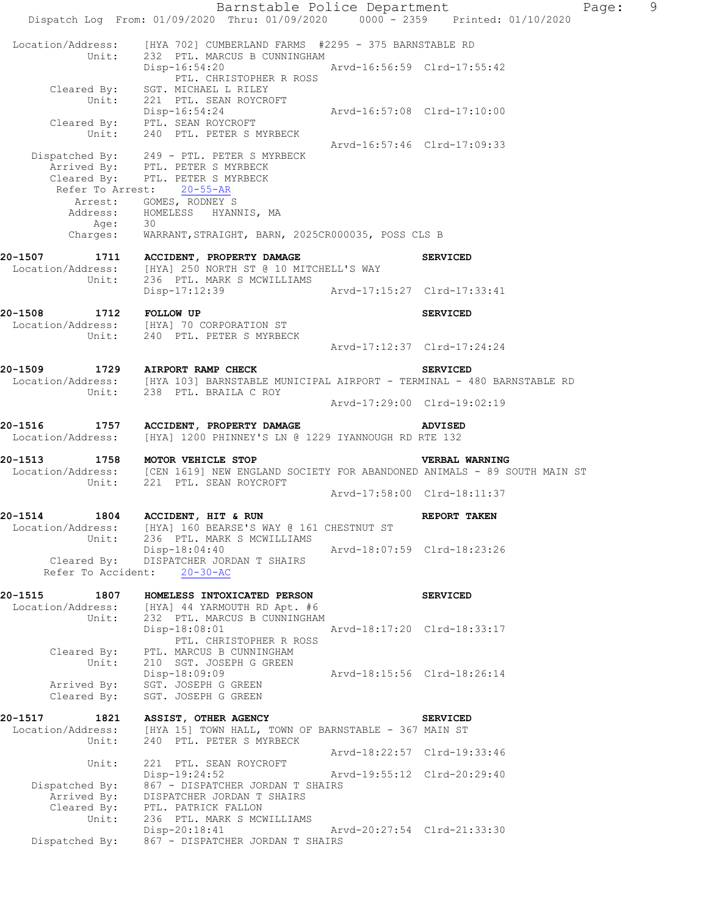```
 Location/Address:    [HYA 702] CUMBERLAND FARMS  #2295 - 375 BARNSTABLE RD
            Unit:     232  PTL. MARCUS B CUNNINGHAM
                      Disp-16:54:20                   Arvd-16:56:59  Clrd-17:55:42
                            PTL. CHRISTOPHER R ROSS
        Cleared By:   SGT. MICHAEL L RILEY
            Unit:     221  PTL. SEAN ROYCROFT
                      Disp-16:54:24                   Arvd-16:57:08  Clrd-17:10:00
        Cleared By:   PTL. SEAN ROYCROFT
            Unit:     240  PTL. PETER S MYRBECK
                                                      Arvd-16:57:46  Clrd-17:09:33
     Dispatched By:   249 - PTL. PETER S MYRBECK
        Arrived By:   PTL. PETER S MYRBECK
        Cleared By:   PTL. PETER S MYRBECK
      Refer To Arrest:     20-55-AR
           Arrest:    GOMES, RODNEY S
          Address:    HOMELESS   HYANNIS, MA
              Age:    30
          Charges:    WARRANT,STRAIGHT, BARN, 2025CR000035, POSS CLS B

20-1507        1711   ACCIDENT, PROPERTY DAMAGE                        SERVICED
 Location/Address:    [HYA] 250 NORTH ST @ 10 MITCHELL'S WAY
            Unit:     236  PTL. MARK S MCWILLIAMS
                      Disp-17:12:39                   Arvd-17:15:27  Clrd-17:33:41

20-1508        1712   FOLLOW UP                                        SERVICED
 Location/Address:    [HYA] 70 CORPORATION ST
            Unit:     240  PTL. PETER S MYRBECK
                                                      Arvd-17:12:37  Clrd-17:24:24

20-1509        1729   AIRPORT RAMP CHECK                               SERVICED
 Location/Address:    [HYA 103] BARNSTABLE MUNICIPAL AIRPORT - TERMINAL - 480 BARNSTABLE RD
            Unit:     238  PTL. BRAILA C ROY
                                                      Arvd-17:29:00  Clrd-19:02:19

20-1516        1757   ACCIDENT, PROPERTY DAMAGE                        ADVISED
 Location/Address:    [HYA] 1200 PHINNEY'S LN @ 1229 IYANNOUGH RD RTE 132

20-1513        1758   MOTOR VEHICLE STOP                               VERBAL WARNING
 Location/Address:    [CEN 1619] NEW ENGLAND SOCIETY FOR ABANDONED ANIMALS - 89 SOUTH MAIN ST
            Unit:     221  PTL. SEAN ROYCROFT
                                                      Arvd-17:58:00  Clrd-18:11:37

20-1514        1804   ACCIDENT, HIT & RUN                              REPORT TAKEN
 Location/Address:    [HYA] 160 BEARSE'S WAY @ 161 CHESTNUT ST
            Unit:     236  PTL. MARK S MCWILLIAMS
                      Disp-18:04:40                   Arvd-18:07:59  Clrd-18:23:26
        Cleared By:   DISPATCHER JORDAN T SHAIRS
    Refer To Accident:     20-30-AC

20-1515        1807   HOMELESS INTOXICATED PERSON                      SERVICED
 Location/Address:    [HYA] 44 YARMOUTH RD Apt. #6
            Unit:     232  PTL. MARCUS B CUNNINGHAM
                      Disp-18:08:01                   Arvd-18:17:20  Clrd-18:33:17
                            PTL. CHRISTOPHER R ROSS
        Cleared By:   PTL. MARCUS B CUNNINGHAM
            Unit:     210  SGT. JOSEPH G GREEN
                      Disp-18:09:09                   Arvd-18:15:56  Clrd-18:26:14
        Arrived By:   SGT. JOSEPH G GREEN
        Cleared By:   SGT. JOSEPH G GREEN

20-1517        1821   ASSIST, OTHER AGENCY                             SERVICED
 Location/Address:    [HYA 15] TOWN HALL, TOWN OF BARNSTABLE - 367 MAIN ST
            Unit:     240  PTL. PETER S MYRBECK
                                                      Arvd-18:22:57  Clrd-19:33:46
            Unit:     221  PTL. SEAN ROYCROFT
                      Disp-19:24:52                   Arvd-19:55:12  Clrd-20:29:40
     Dispatched By:   867 - DISPATCHER JORDAN T SHAIRS
        Arrived By:   DISPATCHER JORDAN T SHAIRS
        Cleared By:   PTL. PATRICK FALLON
            Unit:     236  PTL. MARK S MCWILLIAMS
                      Disp-20:18:41                   Arvd-20:27:54  Clrd-21:33:30
     Dispatched By:   867 - DISPATCHER JORDAN T SHAIRS
```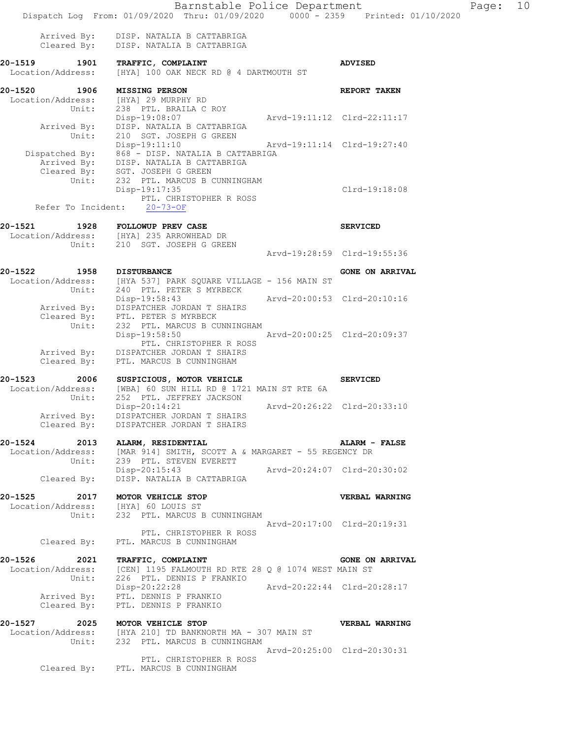```
        Arrived By:    DISP. NATALIA B CATTABRIGA
        Cleared By:    DISP. NATALIA B CATTABRIGA

20-1519         1901   TRAFFIC, COMPLAINT                                   ADVISED
  Location/Address:    [HYA] 100 OAK NECK RD @ 4 DARTMOUTH ST

20-1520         1906   MISSING PERSON                                       REPORT TAKEN
  Location/Address:    [HYA] 29 MURPHY RD
             Unit:     238  PTL. BRAILA C ROY
                       Disp-19:08:07                  Arvd-19:11:12  Clrd-22:11:17
        Arrived By:    DISP. NATALIA B CATTABRIGA
             Unit:     210  SGT. JOSEPH G GREEN
                       Disp-19:11:10                  Arvd-19:11:14  Clrd-19:27:40
     Dispatched By:    868 - DISP. NATALIA B CATTABRIGA
        Arrived By:    DISP. NATALIA B CATTABRIGA
        Cleared By:    SGT. JOSEPH G GREEN
             Unit:     232  PTL. MARCUS B CUNNINGHAM
                       Disp-19:17:35                                 Clrd-19:18:08
                            PTL. CHRISTOPHER R ROSS
   Refer To Incident:   20-73-OF

20-1521         1928   FOLLOWUP PREV CASE                                   SERVICED
  Location/Address:    [HYA] 235 ARROWHEAD DR
             Unit:     210  SGT. JOSEPH G GREEN
                                                      Arvd-19:28:59  Clrd-19:55:36

20-1522         1958   DISTURBANCE                                          GONE ON ARRIVAL
  Location/Address:    [HYA 537] PARK SQUARE VILLAGE - 156 MAIN ST
             Unit:     240  PTL. PETER S MYRBECK
                       Disp-19:58:43                  Arvd-20:00:53  Clrd-20:10:16
        Arrived By:    DISPATCHER JORDAN T SHAIRS
        Cleared By:    PTL. PETER S MYRBECK
             Unit:     232  PTL. MARCUS B CUNNINGHAM
                       Disp-19:58:50                  Arvd-20:00:25  Clrd-20:09:37
                            PTL. CHRISTOPHER R ROSS
        Arrived By:    DISPATCHER JORDAN T SHAIRS
        Cleared By:    PTL. MARCUS B CUNNINGHAM

20-1523         2006   SUSPICIOUS, MOTOR VEHICLE                            SERVICED
  Location/Address:    [WBA] 60 SUN HILL RD @ 1721 MAIN ST RTE 6A
             Unit:     252  PTL. JEFFREY JACKSON
                       Disp-20:14:21                  Arvd-20:26:22  Clrd-20:33:10
        Arrived By:    DISPATCHER JORDAN T SHAIRS
        Cleared By:    DISPATCHER JORDAN T SHAIRS

20-1524         2013   ALARM, RESIDENTIAL                                   ALARM - FALSE
  Location/Address:    [MAR 914] SMITH, SCOTT A & MARGARET - 55 REGENCY DR
             Unit:     239  PTL. STEVEN EVERETT
                       Disp-20:15:43                  Arvd-20:24:07  Clrd-20:30:02
        Cleared By:    DISP. NATALIA B CATTABRIGA

20-1525         2017   MOTOR VEHICLE STOP                                   VERBAL WARNING
  Location/Address:    [HYA] 60 LOUIS ST
             Unit:     232  PTL. MARCUS B CUNNINGHAM
                                                      Arvd-20:17:00  Clrd-20:19:31
                            PTL. CHRISTOPHER R ROSS
        Cleared By:    PTL. MARCUS B CUNNINGHAM

20-1526         2021   TRAFFIC, COMPLAINT                                   GONE ON ARRIVAL
  Location/Address:    [CEN] 1195 FALMOUTH RD RTE 28 Q @ 1074 WEST MAIN ST
             Unit:     226  PTL. DENNIS P FRANKIO
                       Disp-20:22:28                  Arvd-20:22:44  Clrd-20:28:17
        Arrived By:    PTL. DENNIS P FRANKIO
        Cleared By:    PTL. DENNIS P FRANKIO

20-1527         2025   MOTOR VEHICLE STOP                                   VERBAL WARNING
  Location/Address:    [HYA 210] TD BANKNORTH MA - 307 MAIN ST
             Unit:     232  PTL. MARCUS B CUNNINGHAM
                                                      Arvd-20:25:00  Clrd-20:30:31
                            PTL. CHRISTOPHER R ROSS
        Cleared By:    PTL. MARCUS B CUNNINGHAM
```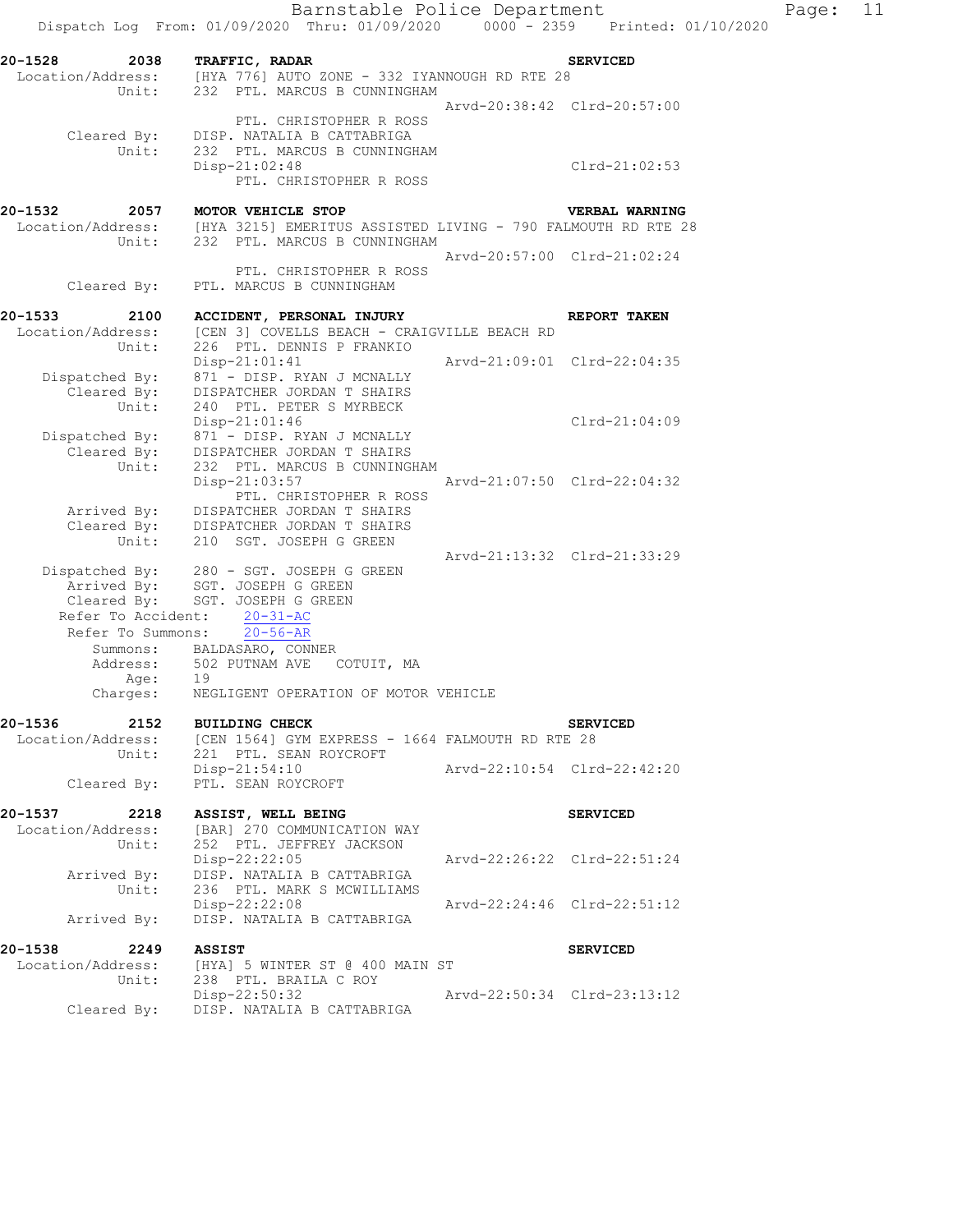**20-1528 2038 TRAFFIC, RADAR SERVICED**

Location/Address: [HYA 776] AUTO ZONE - 332 IYANNOUGH RD RTE 28
Unit: 232 PTL. MARCUS B CUNNINGHAM
Arvd-20:38:42 Clrd-20:57:00
PTL. CHRISTOPHER R ROSS
Cleared By: DISP. NATALIA B CATTABRIGA
Unit: 232 PTL. MARCUS B CUNNINGHAM
Disp-21:02:48 Clrd-21:02:53
PTL. CHRISTOPHER R ROSS

**20-1532 2057 MOTOR VEHICLE STOP VERBAL WARNING**

Location/Address: [HYA 3215] EMERITUS ASSISTED LIVING - 790 FALMOUTH RD RTE 28
Unit: 232 PTL. MARCUS B CUNNINGHAM
Arvd-20:57:00 Clrd-21:02:24
PTL. CHRISTOPHER R ROSS
Cleared By: PTL. MARCUS B CUNNINGHAM

**20-1533 2100 ACCIDENT, PERSONAL INJURY REPORT TAKEN**

Location/Address: [CEN 3] COVELLS BEACH - CRAIGVILLE BEACH RD
Unit: 226 PTL. DENNIS P FRANKIO
Disp-21:01:41 Arvd-21:09:01 Clrd-22:04:35
Dispatched By: 871 - DISP. RYAN J MCNALLY
Cleared By: DISPATCHER JORDAN T SHAIRS
Unit: 240 PTL. PETER S MYRBECK
Disp-21:01:46 Clrd-21:04:09
Dispatched By: 871 - DISP. RYAN J MCNALLY
Cleared By: DISPATCHER JORDAN T SHAIRS
Unit: 232 PTL. MARCUS B CUNNINGHAM
Disp-21:03:57 Arvd-21:07:50 Clrd-22:04:32
PTL. CHRISTOPHER R ROSS
Arrived By: DISPATCHER JORDAN T SHAIRS
Cleared By: DISPATCHER JORDAN T SHAIRS
Unit: 210 SGT. JOSEPH G GREEN
Arvd-21:13:32 Clrd-21:33:29
Dispatched By: 280 - SGT. JOSEPH G GREEN
Arrived By: SGT. JOSEPH G GREEN
Cleared By: SGT. JOSEPH G GREEN
Refer To Accident: 20-31-AC
Refer To Summons: 20-56-AR
Summons: BALDASARO, CONNER
Address: 502 PUTNAM AVE COTUIT, MA
Age: 19
Charges: NEGLIGENT OPERATION OF MOTOR VEHICLE

**20-1536 2152 BUILDING CHECK SERVICED**

Location/Address: [CEN 1564] GYM EXPRESS - 1664 FALMOUTH RD RTE 28
Unit: 221 PTL. SEAN ROYCROFT
Disp-21:54:10 Arvd-22:10:54 Clrd-22:42:20
Cleared By: PTL. SEAN ROYCROFT

**20-1537 2218 ASSIST, WELL BEING SERVICED**

Location/Address: [BAR] 270 COMMUNICATION WAY
Unit: 252 PTL. JEFFREY JACKSON
Disp-22:22:05 Arvd-22:26:22 Clrd-22:51:24
Arrived By: DISP. NATALIA B CATTABRIGA
Unit: 236 PTL. MARK S MCWILLIAMS
Disp-22:22:08 Arvd-22:24:46 Clrd-22:51:12
Arrived By: DISP. NATALIA B CATTABRIGA

**20-1538 2249 ASSIST SERVICED**

Location/Address: [HYA] 5 WINTER ST @ 400 MAIN ST
Unit: 238 PTL. BRAILA C ROY
Disp-22:50:32 Arvd-22:50:34 Clrd-23:13:12
Cleared By: DISP. NATALIA B CATTABRIGA